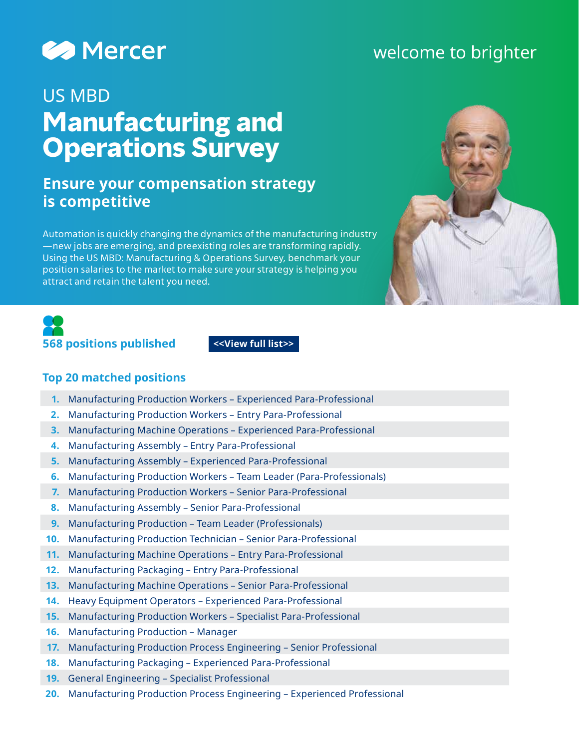Mercer

welcome to brighter

US MBD

# Manufacturing and Operations Survey

## Ensure your compensation strategy is competitive

Automation is quickly changing the dynamics of the manufacturing industry —new jobs are emerging, and preexisting roles are transforming rapidly. Using the US MBD: Manufacturing & Operations Survey, benchmark your position salaries to the market to make sure your strategy is helping you attract and retain the talent you need.

**568 positions published**

**<<View full list>>**

### Top 20 matched positions

1. Manufacturing Production Workers – Experienced Para-Professional
2. Manufacturing Production Workers – Entry Para-Professional
3. Manufacturing Machine Operations – Experienced Para-Professional
4. Manufacturing Assembly – Entry Para-Professional
5. Manufacturing Assembly – Experienced Para-Professional
6. Manufacturing Production Workers – Team Leader (Para-Professionals)
7. Manufacturing Production Workers – Senior Para-Professional
8. Manufacturing Assembly – Senior Para-Professional
9. Manufacturing Production – Team Leader (Professionals)
10. Manufacturing Production Technician – Senior Para-Professional
11. Manufacturing Machine Operations – Entry Para-Professional
12. Manufacturing Packaging – Entry Para-Professional
13. Manufacturing Machine Operations – Senior Para-Professional
14. Heavy Equipment Operators – Experienced Para-Professional
15. Manufacturing Production Workers – Specialist Para-Professional
16. Manufacturing Production – Manager
17. Manufacturing Production Process Engineering – Senior Professional
18. Manufacturing Packaging – Experienced Para-Professional
19. General Engineering – Specialist Professional
20. Manufacturing Production Process Engineering – Experienced Professional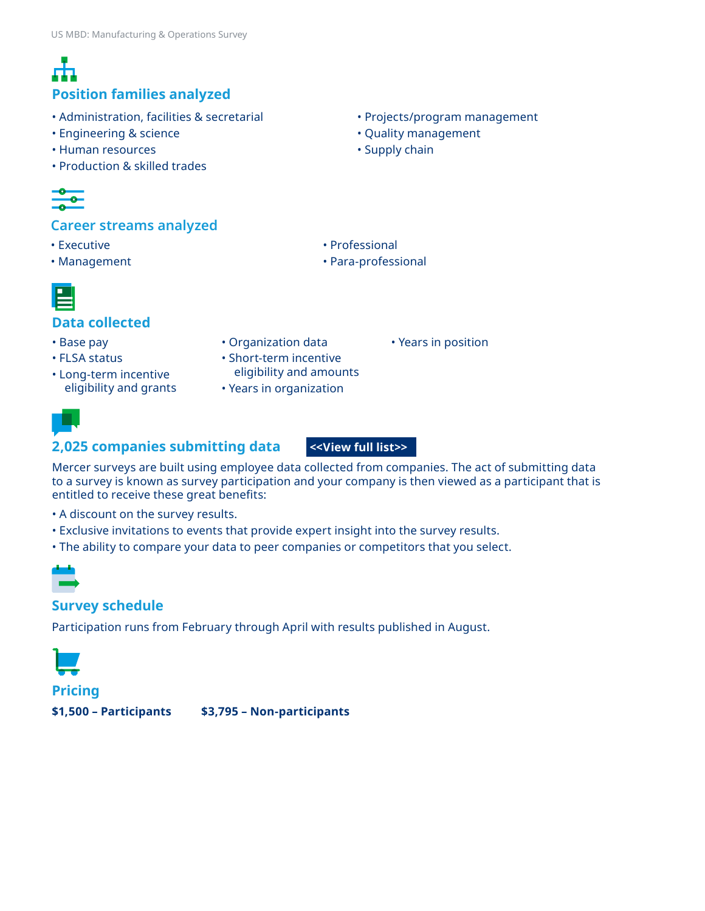## Position families analyzed

- Administration, facilities & secretarial
- Engineering & science
- Human resources
- Production & skilled trades
- Projects/program management
- Quality management
- Supply chain

## Career streams analyzed

- Executive
- Management
- Professional
- Para-professional

## Data collected

- Base pay
- FLSA status
- Long-term incentive eligibility and grants
- Organization data
- Short-term incentive eligibility and amounts
- Years in organization
- Years in position

## 2,025 companies submitting data

**<<View full list>>**

Mercer surveys are built using employee data collected from companies. The act of submitting data to a survey is known as survey participation and your company is then viewed as a participant that is entitled to receive these great benefits:

- A discount on the survey results.
- Exclusive invitations to events that provide expert insight into the survey results.
- The ability to compare your data to peer companies or competitors that you select.

## Survey schedule

Participation runs from February through April with results published in August.

## Pricing

**$1,500 – Participants** **$3,795 – Non-participants**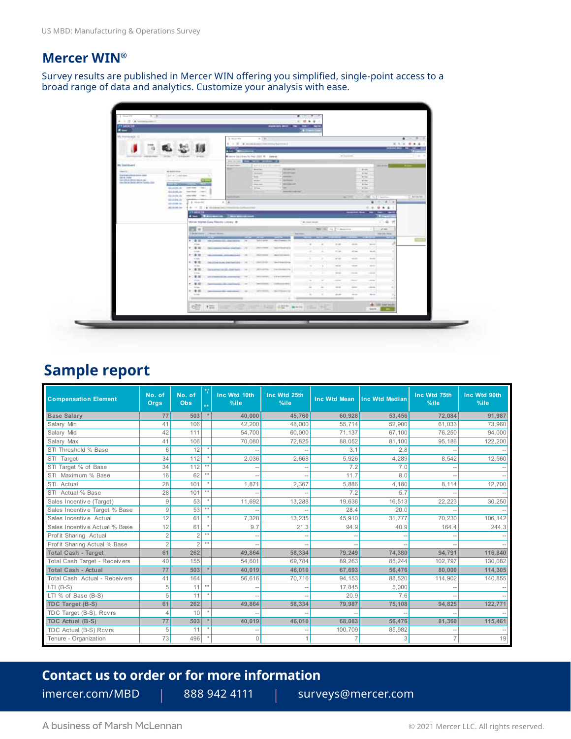## Mercer WIN®

Survey results are published in Mercer WIN offering you simplified, single-point access to a broad range of data and analytics. Customize your analysis with ease.

## Sample report

| Compensation Element | No. of Orgs | No. of Obs | */** | Inc Wtd 10th %ile | Inc Wtd 25th %ile | Inc Wtd Mean | Inc Wtd Median | Inc Wtd 75th %ile | Inc Wtd 90th %ile |
|---|---|---|---|---|---|---|---|---|---|
| **Base Salary** | 77 | 503 | * | 40,000 | 45,760 | 60,928 | 53,456 | 72,084 | 91,987 |
| Salary Min | 41 | 106 | | 42,200 | 48,000 | 55,714 | 52,900 | 61,033 | 73,960 |
| Salary Mid | 42 | 111 | | 54,700 | 60,000 | 71,137 | 67,100 | 76,250 | 94,000 |
| Salary Max | 41 | 106 | | 70,080 | 72,825 | 88,052 | 81,100 | 95,186 | 122,200 |
| STI Threshold % Base | 6 | 12 | * | -- | -- | 3.1 | 2.8 | -- | -- |
| STI Target | 34 | 112 | * | 2,036 | 2,668 | 5,926 | 4,289 | 8,542 | 12,560 |
| STI Target % of Base | 34 | 112 | ** | -- | -- | 7.2 | 7.0 | -- | -- |
| STI Maximum % Base | 16 | 62 | ** | -- | -- | 11.7 | 8.0 | -- | -- |
| STI Actual | 28 | 101 | * | 1,871 | 2,367 | 5,886 | 4,180 | 8,114 | 12,700 |
| STI Actual % Base | 28 | 101 | ** | -- | -- | 7.2 | 5.7 | -- | -- |
| Sales Incentive (Target) | 9 | 53 | * | 11,692 | 13,288 | 19,636 | 16,513 | 22,223 | 30,250 |
| Sales Incentive Target % Base | 9 | 53 | ** | -- | -- | 28.4 | 20.0 | -- | -- |
| Sales Incentive Actual | 12 | 61 | * | 7,328 | 13,235 | 45,910 | 31,777 | 70,230 | 106,142 |
| Sales Incentive Actual % Base | 12 | 61 | * | 9.7 | 21.3 | 94.9 | 40.9 | 164.4 | 244.3 |
| Profit Sharing Actual | 2 | 2 | ** | -- | -- | -- | -- | -- | -- |
| Profit Sharing Actual % Base | 2 | 2 | ** | -- | -- | -- | -- | -- | -- |
| **Total Cash - Target** | 61 | 262 | | 49,864 | 58,334 | 79,249 | 74,380 | 94,791 | 116,840 |
| Total Cash Target - Receivers | 40 | 155 | | 54,601 | 69,784 | 89,263 | 85,244 | 102,797 | 130,082 |
| **Total Cash - Actual** | 77 | 503 | * | 40,019 | 46,010 | 67,693 | 56,476 | 80,000 | 114,305 |
| Total Cash Actual - Receivers | 41 | 164 | | 56,616 | 70,716 | 94,153 | 88,520 | 114,902 | 140,855 |
| LTI (B-S) | 5 | 11 | ** | -- | -- | 17,845 | 5,000 | -- | -- |
| LTI % of Base (B-S) | 5 | 11 | * | -- | -- | 20.9 | 7.6 | -- | -- |
| **TDC Target (B-S)** | 61 | 262 | | 49,864 | 58,334 | 79,987 | 75,108 | 94,825 | 122,771 |
| TDC Target (B-S), Rcvrs | 4 | 10 | * | -- | -- | -- | -- | -- | -- |
| **TDC Actual (B-S)** | 77 | 503 | * | 40,019 | 46,010 | 68,083 | 56,476 | 81,360 | 115,461 |
| TDC Actual (B-S) Rcvrs | 5 | 11 | * | -- | -- | 100,709 | 85,982 | -- | -- |
| Tenure - Organization | 73 | 496 | * | 0 | 1 | 7 | 3 | 7 | 19 |

## Contact us to order or for more information

imercer.com/MBD | 888 942 4111 | surveys@mercer.com

A business of Marsh McLennan

© 2021 Mercer LLC. All rights reserved.